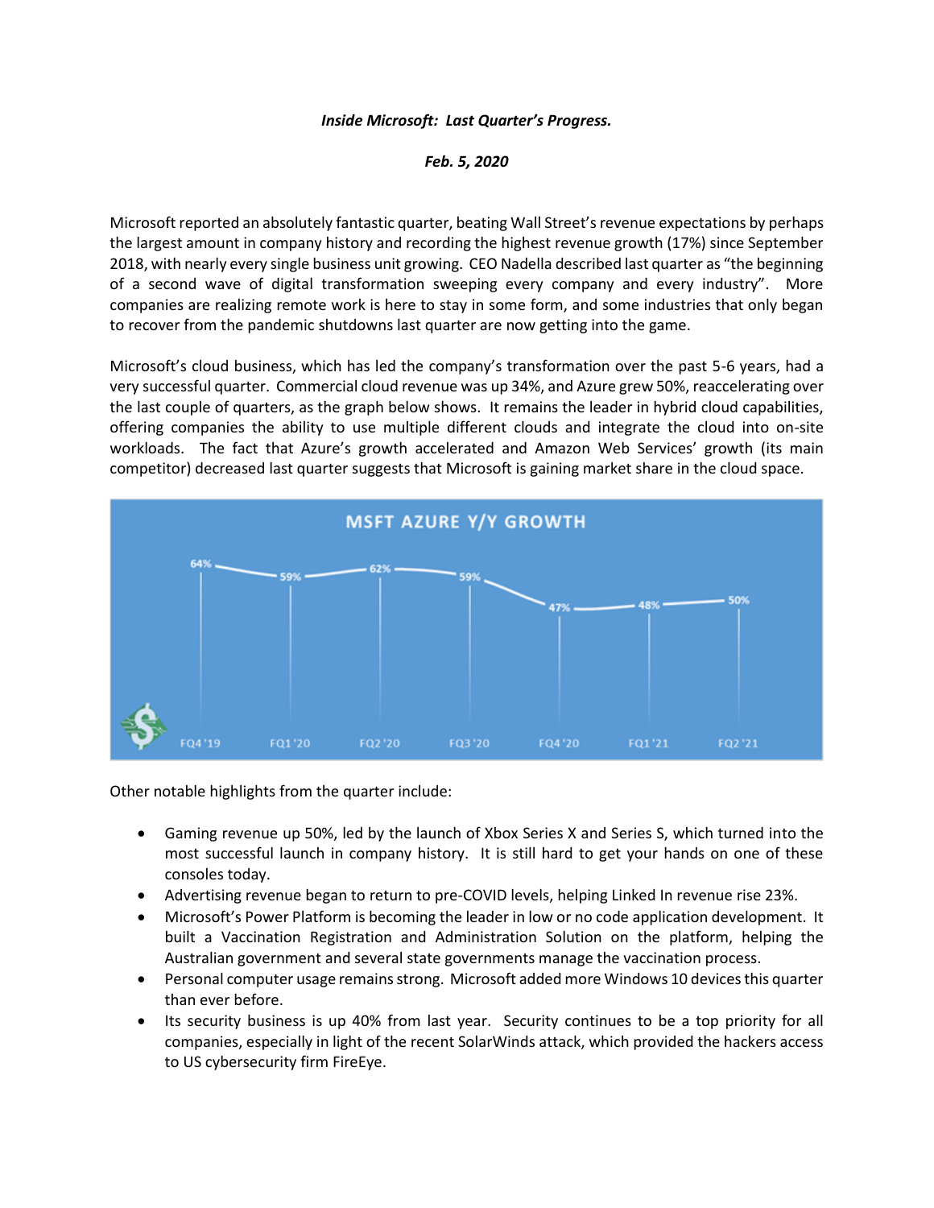***Inside Microsoft: Last Quarter's Progress.***

***Feb. 5, 2020***

Microsoft reported an absolutely fantastic quarter, beating Wall Street's revenue expectations by perhaps the largest amount in company history and recording the highest revenue growth (17%) since September 2018, with nearly every single business unit growing. CEO Nadella described last quarter as "the beginning of a second wave of digital transformation sweeping every company and every industry". More companies are realizing remote work is here to stay in some form, and some industries that only began to recover from the pandemic shutdowns last quarter are now getting into the game.

Microsoft's cloud business, which has led the company's transformation over the past 5-6 years, had a very successful quarter. Commercial cloud revenue was up 34%, and Azure grew 50%, reaccelerating over the last couple of quarters, as the graph below shows. It remains the leader in hybrid cloud capabilities, offering companies the ability to use multiple different clouds and integrate the cloud into on-site workloads. The fact that Azure's growth accelerated and Amazon Web Services' growth (its main competitor) decreased last quarter suggests that Microsoft is gaining market share in the cloud space.

**MSFT AZURE Y/Y GROWTH**

| FQ4 '19 | FQ1 '20 | FQ2 '20 | FQ3 '20 | FQ4 '20 | FQ1 '21 | FQ2 '21 |
|---|---|---|---|---|---|---|
| 64% | 59% | 62% | 59% | 47% | 48% | 50% |

Other notable highlights from the quarter include:

- Gaming revenue up 50%, led by the launch of Xbox Series X and Series S, which turned into the most successful launch in company history. It is still hard to get your hands on one of these consoles today.
- Advertising revenue began to return to pre-COVID levels, helping Linked In revenue rise 23%.
- Microsoft's Power Platform is becoming the leader in low or no code application development. It built a Vaccination Registration and Administration Solution on the platform, helping the Australian government and several state governments manage the vaccination process.
- Personal computer usage remains strong. Microsoft added more Windows 10 devices this quarter than ever before.
- Its security business is up 40% from last year. Security continues to be a top priority for all companies, especially in light of the recent SolarWinds attack, which provided the hackers access to US cybersecurity firm FireEye.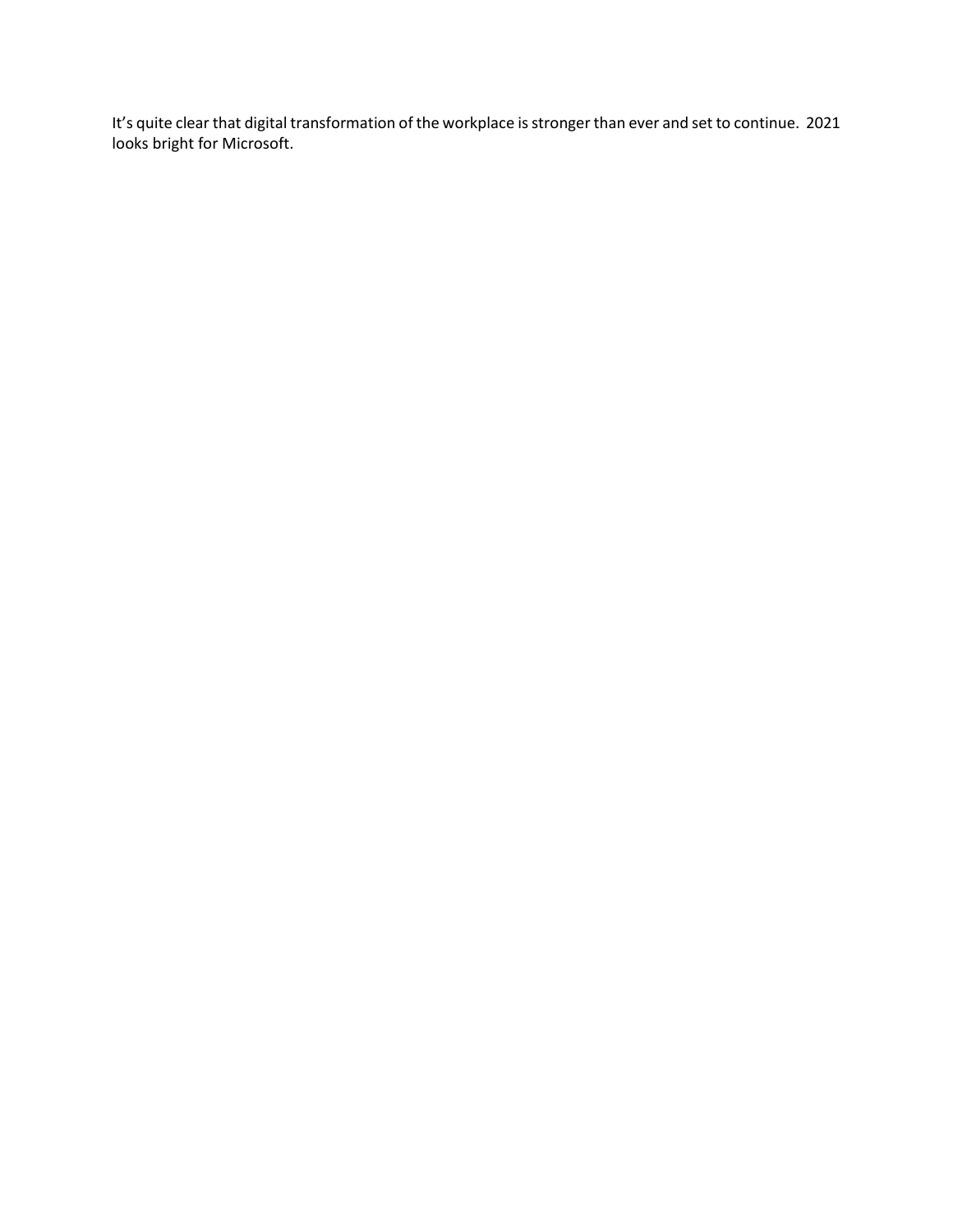It’s quite clear that digital transformation of the workplace is stronger than ever and set to continue. 2021 looks bright for Microsoft.